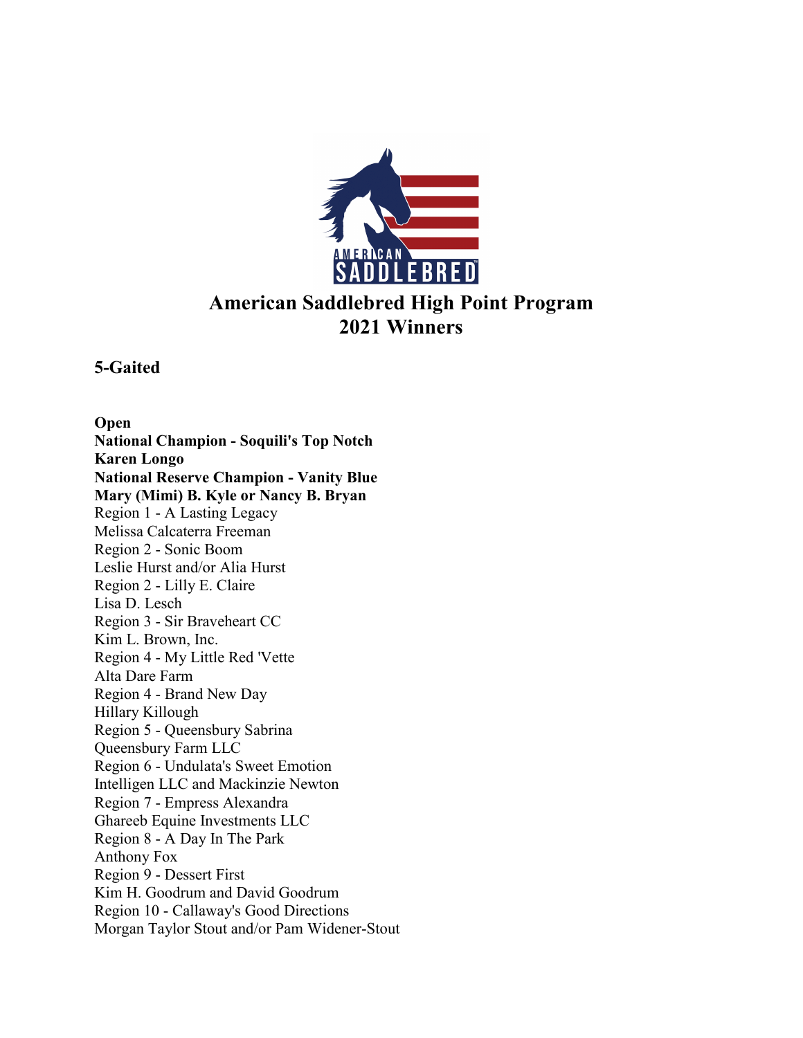# American Saddlebred High Point Program
# 2021 Winners

## 5-Gaited

**Open**
**National Champion - Soquili's Top Notch**
**Karen Longo**
**National Reserve Champion - Vanity Blue**
**Mary (Mimi) B. Kyle or Nancy B. Bryan**
Region 1 - A Lasting Legacy
Melissa Calcaterra Freeman
Region 2 - Sonic Boom
Leslie Hurst and/or Alia Hurst
Region 2 - Lilly E. Claire
Lisa D. Lesch
Region 3 - Sir Braveheart CC
Kim L. Brown, Inc.
Region 4 - My Little Red 'Vette
Alta Dare Farm
Region 4 - Brand New Day
Hillary Killough
Region 5 - Queensbury Sabrina
Queensbury Farm LLC
Region 6 - Undulata's Sweet Emotion
Intelligen LLC and Mackinzie Newton
Region 7 - Empress Alexandra
Ghareeb Equine Investments LLC
Region 8 - A Day In The Park
Anthony Fox
Region 9 - Dessert First
Kim H. Goodrum and David Goodrum
Region 10 - Callaway's Good Directions
Morgan Taylor Stout and/or Pam Widener-Stout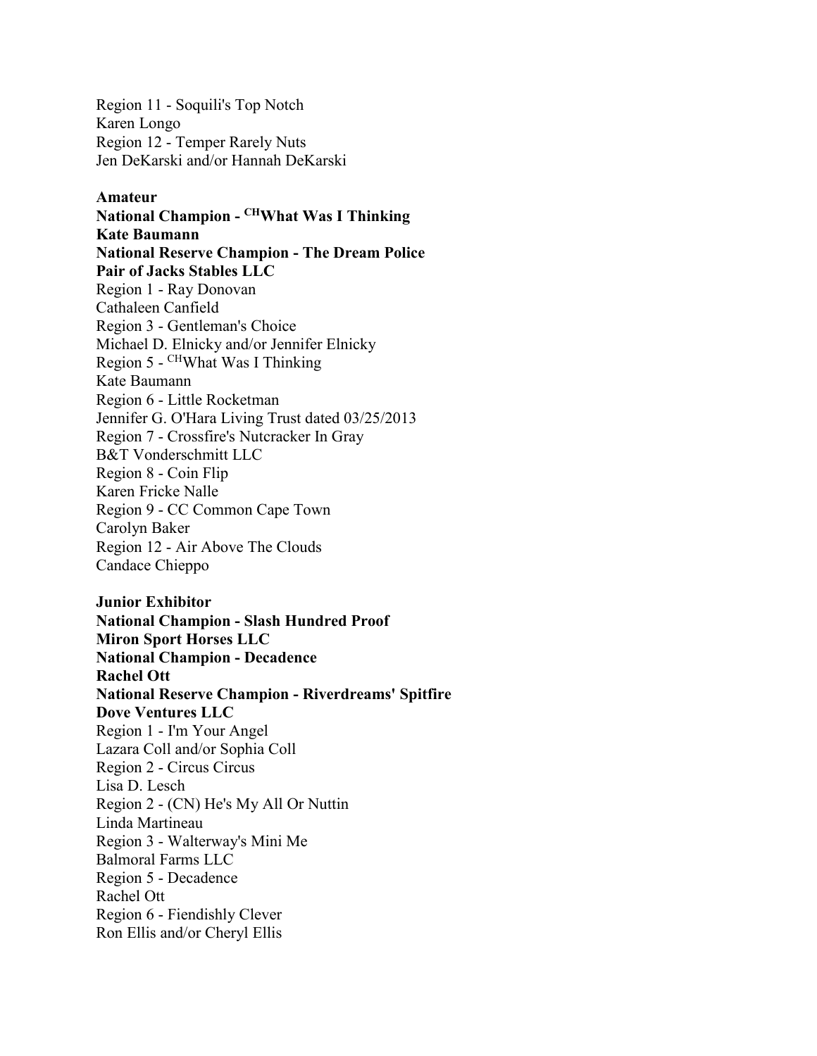Region 11 - Soquili's Top Notch
Karen Longo
Region 12 - Temper Rarely Nuts
Jen DeKarski and/or Hannah DeKarski

**Amateur**
**National Champion - CH What Was I Thinking**
**Kate Baumann**
**National Reserve Champion - The Dream Police**
**Pair of Jacks Stables LLC**
Region 1 - Ray Donovan
Cathaleen Canfield
Region 3 - Gentleman's Choice
Michael D. Elnicky and/or Jennifer Elnicky
Region 5 - CH What Was I Thinking
Kate Baumann
Region 6 - Little Rocketman
Jennifer G. O'Hara Living Trust dated 03/25/2013
Region 7 - Crossfire's Nutcracker In Gray
B&T Vonderschmitt LLC
Region 8 - Coin Flip
Karen Fricke Nalle
Region 9 - CC Common Cape Town
Carolyn Baker
Region 12 - Air Above The Clouds
Candace Chieppo

**Junior Exhibitor**
**National Champion - Slash Hundred Proof**
**Miron Sport Horses LLC**
**National Champion - Decadence**
**Rachel Ott**
**National Reserve Champion - Riverdreams' Spitfire**
**Dove Ventures LLC**
Region 1 - I'm Your Angel
Lazara Coll and/or Sophia Coll
Region 2 - Circus Circus
Lisa D. Lesch
Region 2 - (CN) He's My All Or Nuttin
Linda Martineau
Region 3 - Walterway's Mini Me
Balmoral Farms LLC
Region 5 - Decadence
Rachel Ott
Region 6 - Fiendishly Clever
Ron Ellis and/or Cheryl Ellis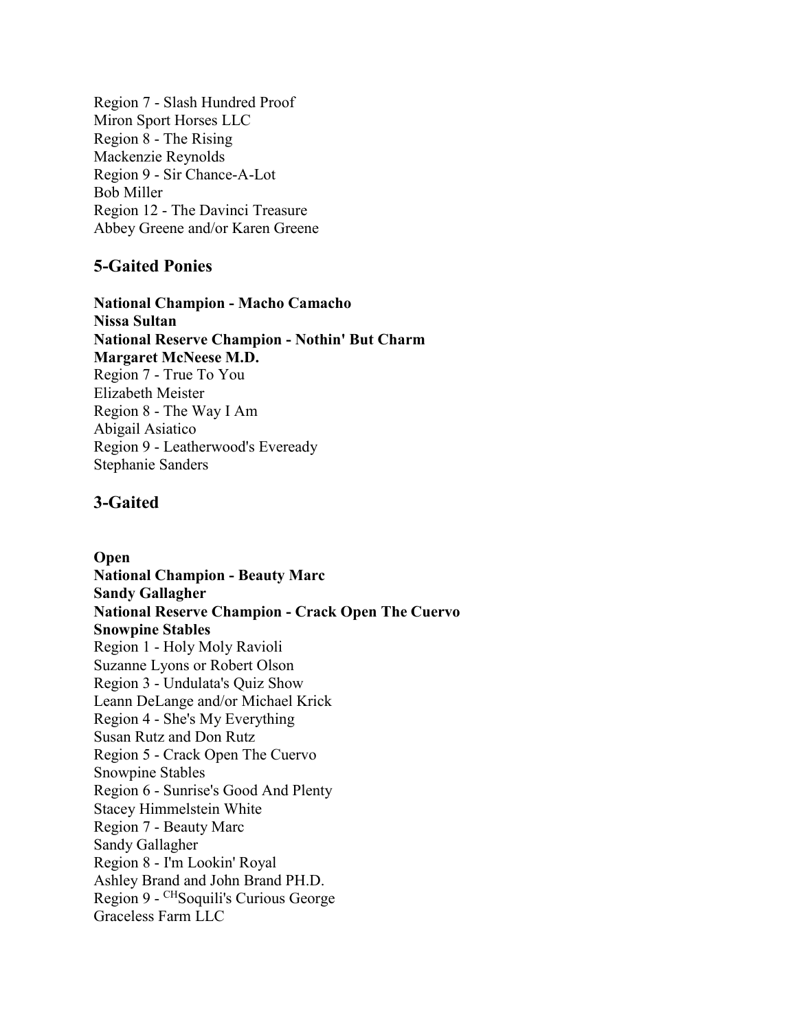Region 7 - Slash Hundred Proof
Miron Sport Horses LLC
Region 8 - The Rising
Mackenzie Reynolds
Region 9 - Sir Chance-A-Lot
Bob Miller
Region 12 - The Davinci Treasure
Abbey Greene and/or Karen Greene

## 5-Gaited Ponies

**National Champion - Macho Camacho**
**Nissa Sultan**
**National Reserve Champion - Nothin' But Charm**
**Margaret McNeese M.D.**
Region 7 - True To You
Elizabeth Meister
Region 8 - The Way I Am
Abigail Asiatico
Region 9 - Leatherwood's Eveready
Stephanie Sanders

## 3-Gaited

**Open**
**National Champion - Beauty Marc**
**Sandy Gallagher**
**National Reserve Champion - Crack Open The Cuervo**
**Snowpine Stables**
Region 1 - Holy Moly Ravioli
Suzanne Lyons or Robert Olson
Region 3 - Undulata's Quiz Show
Leann DeLange and/or Michael Krick
Region 4 - She's My Everything
Susan Rutz and Don Rutz
Region 5 - Crack Open The Cuervo
Snowpine Stables
Region 6 - Sunrise's Good And Plenty
Stacey Himmelstein White
Region 7 - Beauty Marc
Sandy Gallagher
Region 8 - I'm Lookin' Royal
Ashley Brand and John Brand PH.D.
Region 9 - CHSoquili's Curious George
Graceless Farm LLC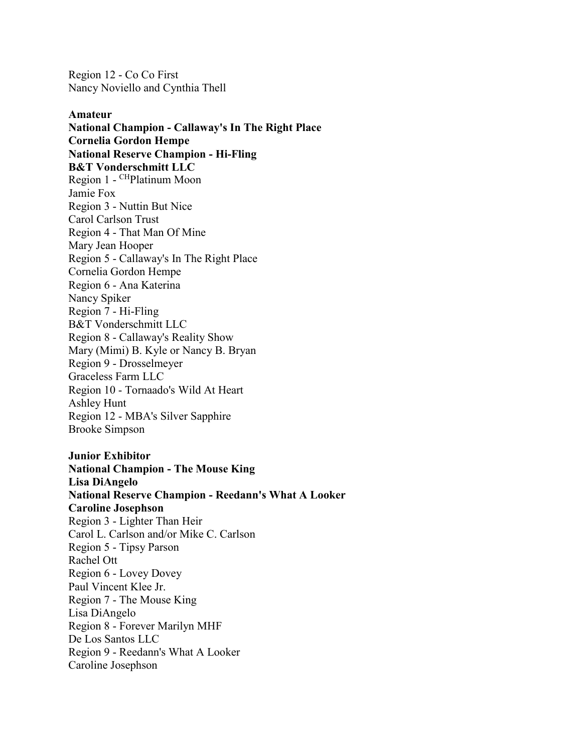Region 12 - Co Co First
Nancy Noviello and Cynthia Thell

**Amateur**
**National Champion - Callaway's In The Right Place**
**Cornelia Gordon Hempe**
**National Reserve Champion - Hi-Fling**
**B&T Vonderschmitt LLC**
Region 1 - $^{CH}$Platinum Moon
Jamie Fox
Region 3 - Nuttin But Nice
Carol Carlson Trust
Region 4 - That Man Of Mine
Mary Jean Hooper
Region 5 - Callaway's In The Right Place
Cornelia Gordon Hempe
Region 6 - Ana Katerina
Nancy Spiker
Region 7 - Hi-Fling
B&T Vonderschmitt LLC
Region 8 - Callaway's Reality Show
Mary (Mimi) B. Kyle or Nancy B. Bryan
Region 9 - Drosselmeyer
Graceless Farm LLC
Region 10 - Tornaado's Wild At Heart
Ashley Hunt
Region 12 - MBA's Silver Sapphire
Brooke Simpson

**Junior Exhibitor**
**National Champion - The Mouse King**
**Lisa DiAngelo**
**National Reserve Champion - Reedann's What A Looker**
**Caroline Josephson**
Region 3 - Lighter Than Heir
Carol L. Carlson and/or Mike C. Carlson
Region 5 - Tipsy Parson
Rachel Ott
Region 6 - Lovey Dovey
Paul Vincent Klee Jr.
Region 7 - The Mouse King
Lisa DiAngelo
Region 8 - Forever Marilyn MHF
De Los Santos LLC
Region 9 - Reedann's What A Looker
Caroline Josephson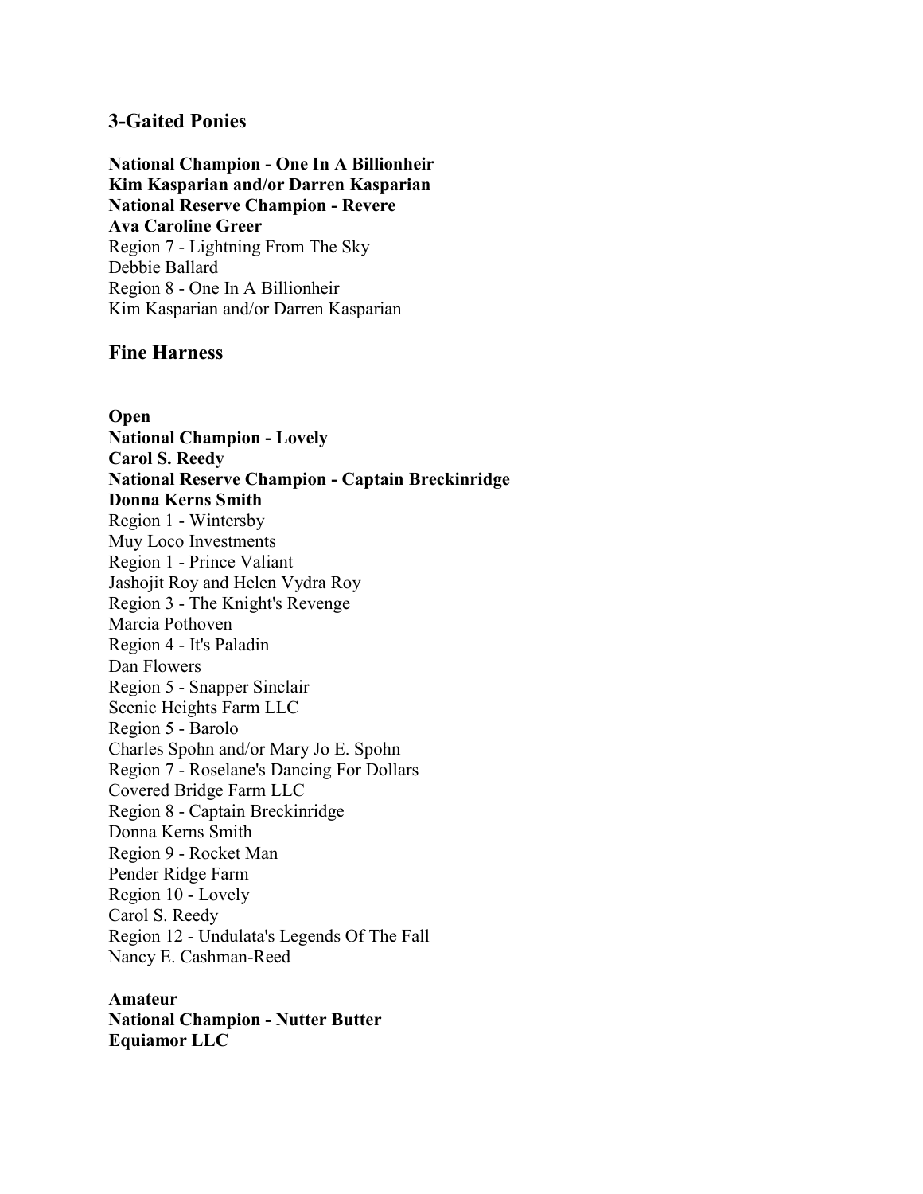## 3-Gaited Ponies

**National Champion - One In A Billionheir**
**Kim Kasparian and/or Darren Kasparian**
**National Reserve Champion - Revere**
**Ava Caroline Greer**
Region 7 - Lightning From The Sky
Debbie Ballard
Region 8 - One In A Billionheir
Kim Kasparian and/or Darren Kasparian

## Fine Harness

**Open**
**National Champion - Lovely**
**Carol S. Reedy**
**National Reserve Champion - Captain Breckinridge**
**Donna Kerns Smith**
Region 1 - Wintersby
Muy Loco Investments
Region 1 - Prince Valiant
Jashojit Roy and Helen Vydra Roy
Region 3 - The Knight's Revenge
Marcia Pothoven
Region 4 - It's Paladin
Dan Flowers
Region 5 - Snapper Sinclair
Scenic Heights Farm LLC
Region 5 - Barolo
Charles Spohn and/or Mary Jo E. Spohn
Region 7 - Roselane's Dancing For Dollars
Covered Bridge Farm LLC
Region 8 - Captain Breckinridge
Donna Kerns Smith
Region 9 - Rocket Man
Pender Ridge Farm
Region 10 - Lovely
Carol S. Reedy
Region 12 - Undulata's Legends Of The Fall
Nancy E. Cashman-Reed

**Amateur**
**National Champion - Nutter Butter**
**Equiamor LLC**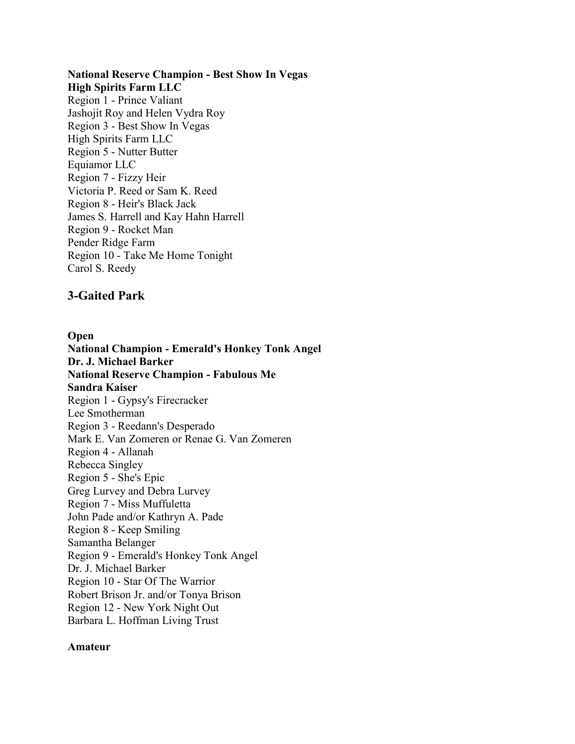**National Reserve Champion - Best Show In Vegas**
**High Spirits Farm LLC**
Region 1 - Prince Valiant
Jashojit Roy and Helen Vydra Roy
Region 3 - Best Show In Vegas
High Spirits Farm LLC
Region 5 - Nutter Butter
Equiamor LLC
Region 7 - Fizzy Heir
Victoria P. Reed or Sam K. Reed
Region 8 - Heir's Black Jack
James S. Harrell and Kay Hahn Harrell
Region 9 - Rocket Man
Pender Ridge Farm
Region 10 - Take Me Home Tonight
Carol S. Reedy

## 3-Gaited Park

**Open**
**National Champion - Emerald's Honkey Tonk Angel**
**Dr. J. Michael Barker**
**National Reserve Champion - Fabulous Me**
**Sandra Kaiser**
Region 1 - Gypsy's Firecracker
Lee Smotherman
Region 3 - Reedann's Desperado
Mark E. Van Zomeren or Renae G. Van Zomeren
Region 4 - Allanah
Rebecca Singley
Region 5 - She's Epic
Greg Lurvey and Debra Lurvey
Region 7 - Miss Muffuletta
John Pade and/or Kathryn A. Pade
Region 8 - Keep Smiling
Samantha Belanger
Region 9 - Emerald's Honkey Tonk Angel
Dr. J. Michael Barker
Region 10 - Star Of The Warrior
Robert Brison Jr. and/or Tonya Brison
Region 12 - New York Night Out
Barbara L. Hoffman Living Trust

**Amateur**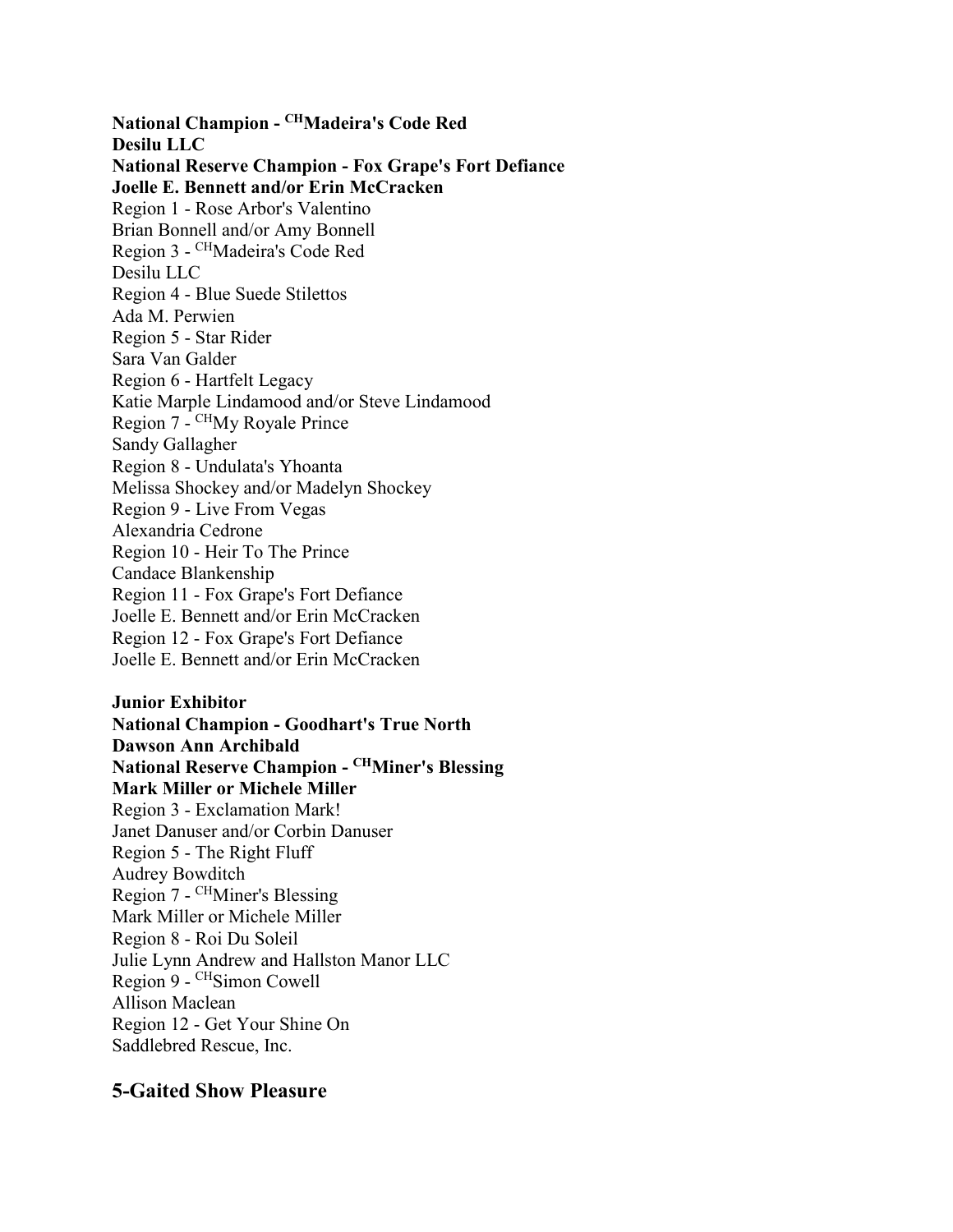**National Champion - CHMadeira's Code Red**
**Desilu LLC**
**National Reserve Champion - Fox Grape's Fort Defiance**
**Joelle E. Bennett and/or Erin McCracken**
Region 1 - Rose Arbor's Valentino
Brian Bonnell and/or Amy Bonnell
Region 3 - CHMadeira's Code Red
Desilu LLC
Region 4 - Blue Suede Stilettos
Ada M. Perwien
Region 5 - Star Rider
Sara Van Galder
Region 6 - Hartfelt Legacy
Katie Marple Lindamood and/or Steve Lindamood
Region 7 - CHMy Royale Prince
Sandy Gallagher
Region 8 - Undulata's Yhoanta
Melissa Shockey and/or Madelyn Shockey
Region 9 - Live From Vegas
Alexandria Cedrone
Region 10 - Heir To The Prince
Candace Blankenship
Region 11 - Fox Grape's Fort Defiance
Joelle E. Bennett and/or Erin McCracken
Region 12 - Fox Grape's Fort Defiance
Joelle E. Bennett and/or Erin McCracken

**Junior Exhibitor**
**National Champion - Goodhart's True North**
**Dawson Ann Archibald**
**National Reserve Champion - CHMiner's Blessing**
**Mark Miller or Michele Miller**
Region 3 - Exclamation Mark!
Janet Danuser and/or Corbin Danuser
Region 5 - The Right Fluff
Audrey Bowditch
Region 7 - CHMiner's Blessing
Mark Miller or Michele Miller
Region 8 - Roi Du Soleil
Julie Lynn Andrew and Hallston Manor LLC
Region 9 - CHSimon Cowell
Allison Maclean
Region 12 - Get Your Shine On
Saddlebred Rescue, Inc.

## 5-Gaited Show Pleasure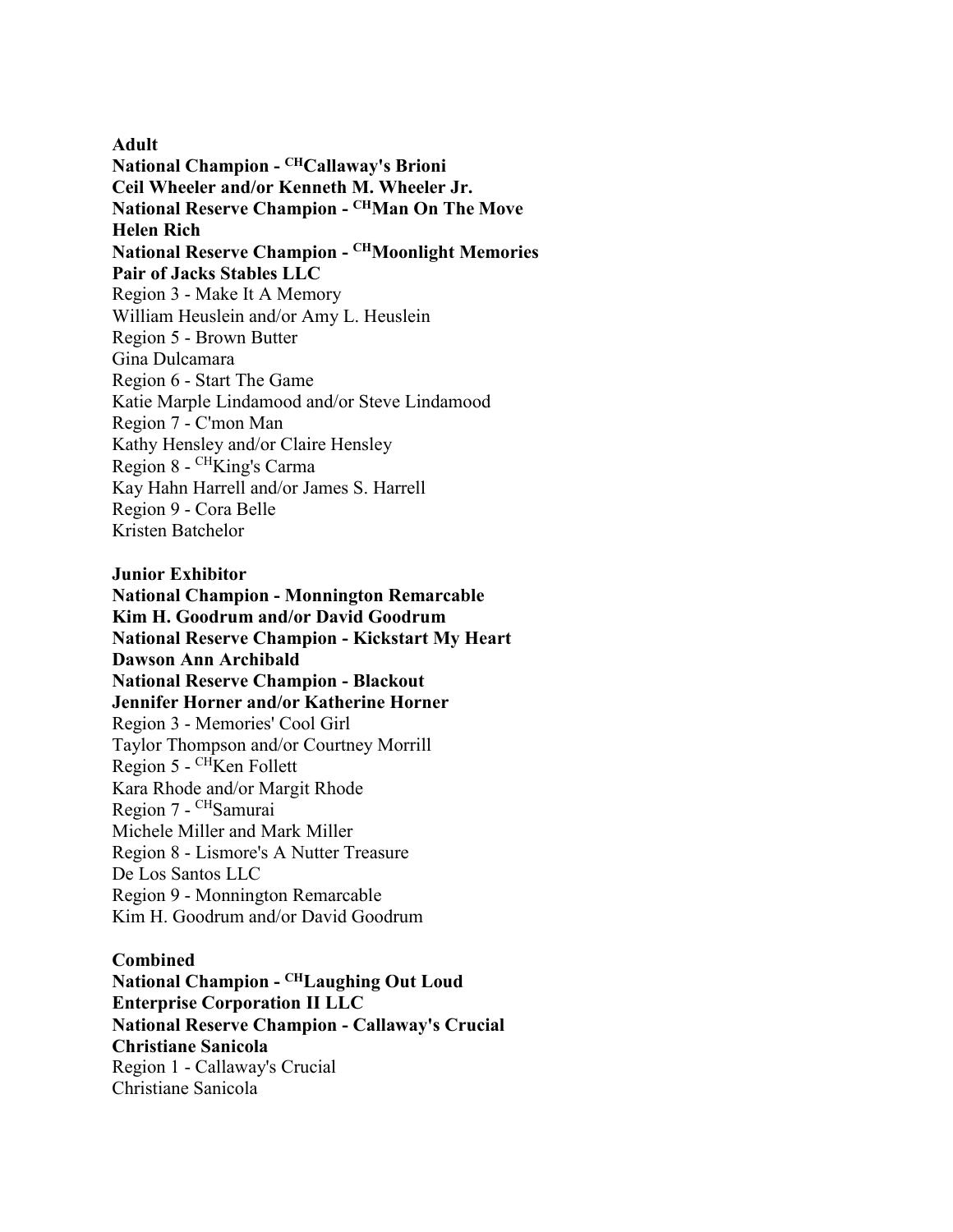**Adult**

**National Champion - [CH]Callaway's Brioni**
**Ceil Wheeler and/or Kenneth M. Wheeler Jr.**
**National Reserve Champion - [CH]Man On The Move**
**Helen Rich**
**National Reserve Champion - [CH]Moonlight Memories**
**Pair of Jacks Stables LLC**
Region 3 - Make It A Memory
William Heuslein and/or Amy L. Heuslein
Region 5 - Brown Butter
Gina Dulcamara
Region 6 - Start The Game
Katie Marple Lindamood and/or Steve Lindamood
Region 7 - C'mon Man
Kathy Hensley and/or Claire Hensley
Region 8 - [CH]King's Carma
Kay Hahn Harrell and/or James S. Harrell
Region 9 - Cora Belle
Kristen Batchelor

**Junior Exhibitor**

**National Champion - Monnington Remarcable**
**Kim H. Goodrum and/or David Goodrum**
**National Reserve Champion - Kickstart My Heart**
**Dawson Ann Archibald**
**National Reserve Champion - Blackout**
**Jennifer Horner and/or Katherine Horner**
Region 3 - Memories' Cool Girl
Taylor Thompson and/or Courtney Morrill
Region 5 - [CH]Ken Follett
Kara Rhode and/or Margit Rhode
Region 7 - [CH]Samurai
Michele Miller and Mark Miller
Region 8 - Lismore's A Nutter Treasure
De Los Santos LLC
Region 9 - Monnington Remarcable
Kim H. Goodrum and/or David Goodrum

**Combined**

**National Champion - [CH]Laughing Out Loud**
**Enterprise Corporation II LLC**
**National Reserve Champion - Callaway's Crucial**
**Christiane Sanicola**
Region 1 - Callaway's Crucial
Christiane Sanicola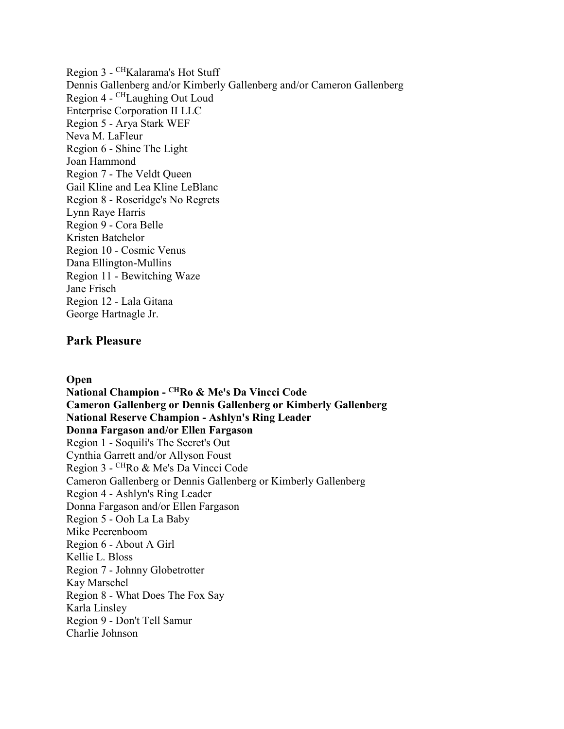Region 3 - CHKalarama's Hot Stuff
Dennis Gallenberg and/or Kimberly Gallenberg and/or Cameron Gallenberg
Region 4 - CHLaughing Out Loud
Enterprise Corporation II LLC
Region 5 - Arya Stark WEF
Neva M. LaFleur
Region 6 - Shine The Light
Joan Hammond
Region 7 - The Veldt Queen
Gail Kline and Lea Kline LeBlanc
Region 8 - Roseridge's No Regrets
Lynn Raye Harris
Region 9 - Cora Belle
Kristen Batchelor
Region 10 - Cosmic Venus
Dana Ellington-Mullins
Region 11 - Bewitching Waze
Jane Frisch
Region 12 - Lala Gitana
George Hartnagle Jr.

## Park Pleasure

**Open**
**National Champion - CHRo & Me's Da Vincci Code**
**Cameron Gallenberg or Dennis Gallenberg or Kimberly Gallenberg**
**National Reserve Champion - Ashlyn's Ring Leader**
**Donna Fargason and/or Ellen Fargason**
Region 1 - Soquili's The Secret's Out
Cynthia Garrett and/or Allyson Foust
Region 3 - CHRo & Me's Da Vincci Code
Cameron Gallenberg or Dennis Gallenberg or Kimberly Gallenberg
Region 4 - Ashlyn's Ring Leader
Donna Fargason and/or Ellen Fargason
Region 5 - Ooh La La Baby
Mike Peerenboom
Region 6 - About A Girl
Kellie L. Bloss
Region 7 - Johnny Globetrotter
Kay Marschel
Region 8 - What Does The Fox Say
Karla Linsley
Region 9 - Don't Tell Samur
Charlie Johnson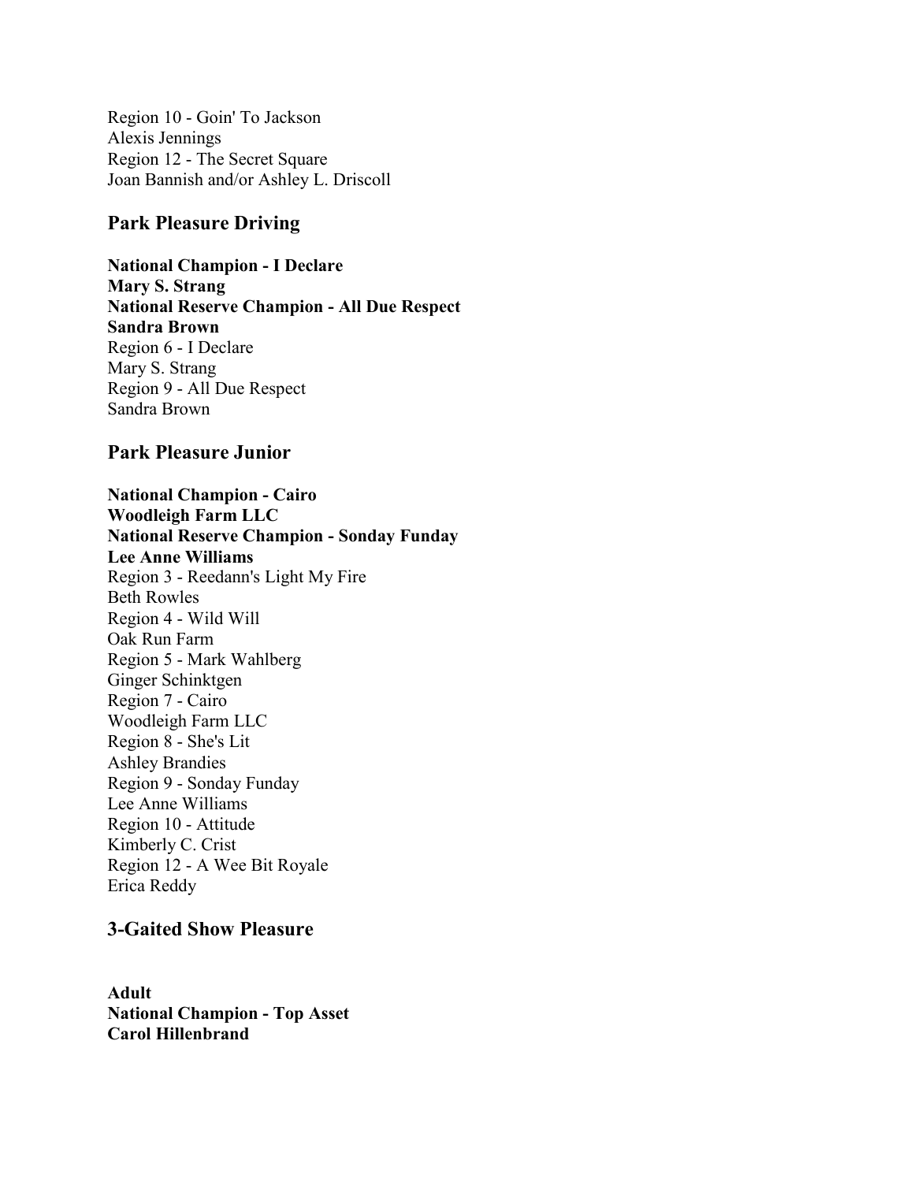Region 10 - Goin' To Jackson
Alexis Jennings
Region 12 - The Secret Square
Joan Bannish and/or Ashley L. Driscoll

### Park Pleasure Driving

**National Champion - I Declare**
**Mary S. Strang**
**National Reserve Champion - All Due Respect**
**Sandra Brown**
Region 6 - I Declare
Mary S. Strang
Region 9 - All Due Respect
Sandra Brown

### Park Pleasure Junior

**National Champion - Cairo**
**Woodleigh Farm LLC**
**National Reserve Champion - Sonday Funday**
**Lee Anne Williams**
Region 3 - Reedann's Light My Fire
Beth Rowles
Region 4 - Wild Will
Oak Run Farm
Region 5 - Mark Wahlberg
Ginger Schinktgen
Region 7 - Cairo
Woodleigh Farm LLC
Region 8 - She's Lit
Ashley Brandies
Region 9 - Sonday Funday
Lee Anne Williams
Region 10 - Attitude
Kimberly C. Crist
Region 12 - A Wee Bit Royale
Erica Reddy

### 3-Gaited Show Pleasure

**Adult**
**National Champion - Top Asset**
**Carol Hillenbrand**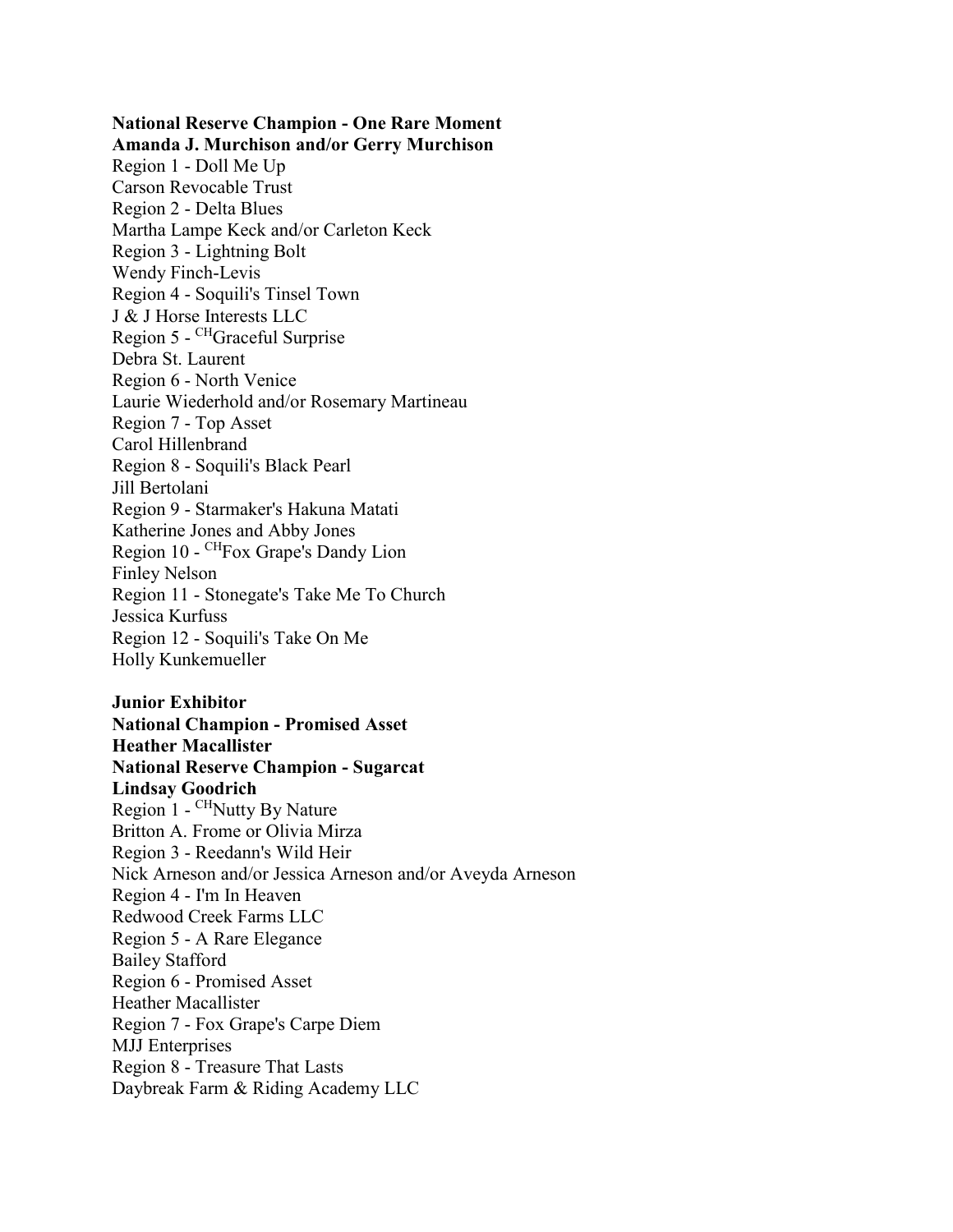**National Reserve Champion - One Rare Moment**
**Amanda J. Murchison and/or Gerry Murchison**

Region 1 - Doll Me Up
Carson Revocable Trust
Region 2 - Delta Blues
Martha Lampe Keck and/or Carleton Keck
Region 3 - Lightning Bolt
Wendy Finch-Levis
Region 4 - Soquili's Tinsel Town
J & J Horse Interests LLC
Region 5 - $^{CH}$Graceful Surprise
Debra St. Laurent
Region 6 - North Venice
Laurie Wiederhold and/or Rosemary Martineau
Region 7 - Top Asset
Carol Hillenbrand
Region 8 - Soquili's Black Pearl
Jill Bertolani
Region 9 - Starmaker's Hakuna Matati
Katherine Jones and Abby Jones
Region 10 - $^{CH}$Fox Grape's Dandy Lion
Finley Nelson
Region 11 - Stonegate's Take Me To Church
Jessica Kurfuss
Region 12 - Soquili's Take On Me
Holly Kunkemueller

**Junior Exhibitor**
**National Champion - Promised Asset**
**Heather Macallister**
**National Reserve Champion - Sugarcat**
**Lindsay Goodrich**

Region 1 - $^{CH}$Nutty By Nature
Britton A. Frome or Olivia Mirza
Region 3 - Reedann's Wild Heir
Nick Arneson and/or Jessica Arneson and/or Aveyda Arneson
Region 4 - I'm In Heaven
Redwood Creek Farms LLC
Region 5 - A Rare Elegance
Bailey Stafford
Region 6 - Promised Asset
Heather Macallister
Region 7 - Fox Grape's Carpe Diem
MJJ Enterprises
Region 8 - Treasure That Lasts
Daybreak Farm & Riding Academy LLC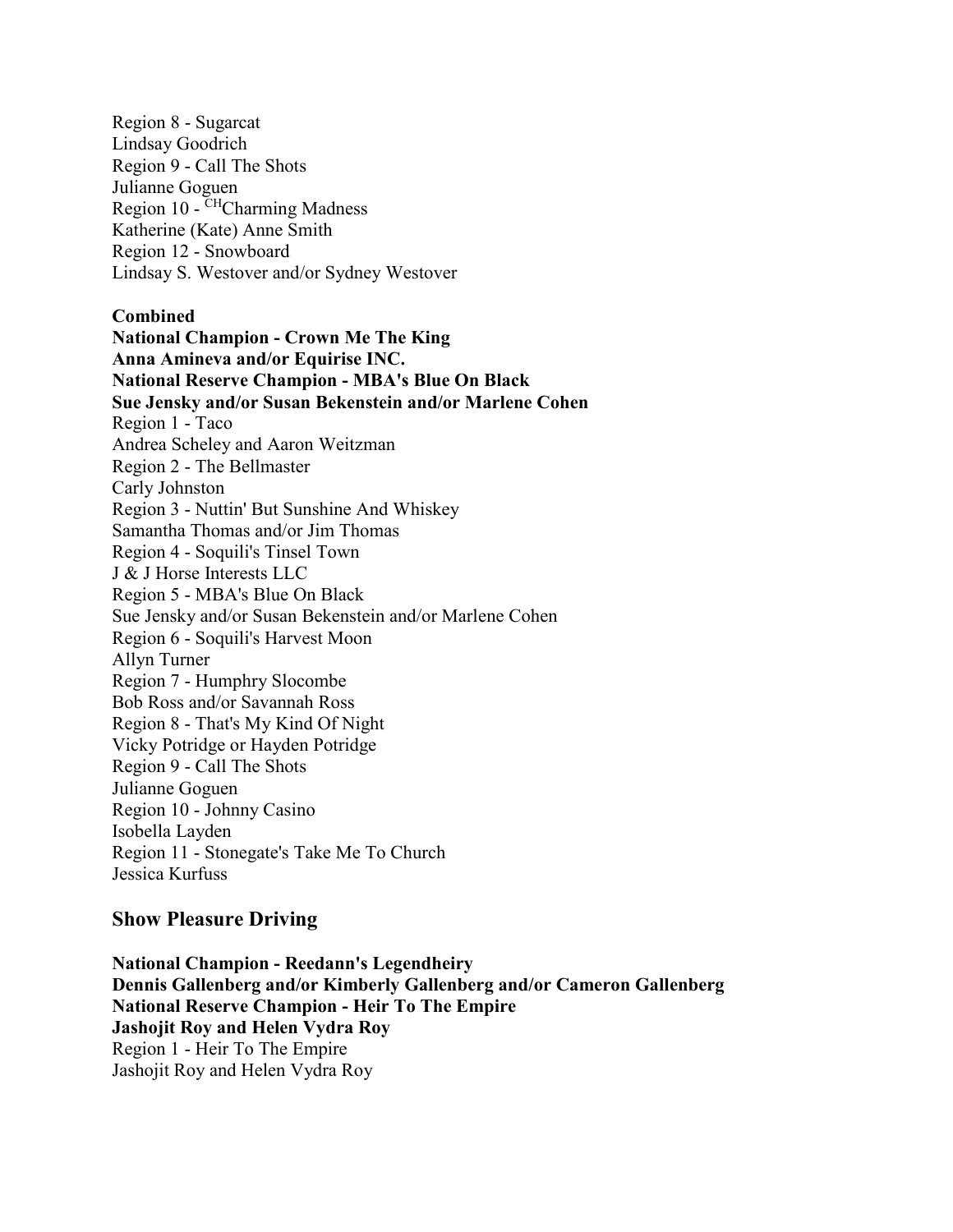Region 8 - Sugarcat
Lindsay Goodrich
Region 9 - Call The Shots
Julianne Goguen
Region 10 - [CH]Charming Madness
Katherine (Kate) Anne Smith
Region 12 - Snowboard
Lindsay S. Westover and/or Sydney Westover

**Combined**
**National Champion - Crown Me The King**
**Anna Amineva and/or Equirise INC.**
**National Reserve Champion - MBA's Blue On Black**
**Sue Jensky and/or Susan Bekenstein and/or Marlene Cohen**
Region 1 - Taco
Andrea Scheley and Aaron Weitzman
Region 2 - The Bellmaster
Carly Johnston
Region 3 - Nuttin' But Sunshine And Whiskey
Samantha Thomas and/or Jim Thomas
Region 4 - Soquili's Tinsel Town
J & J Horse Interests LLC
Region 5 - MBA's Blue On Black
Sue Jensky and/or Susan Bekenstein and/or Marlene Cohen
Region 6 - Soquili's Harvest Moon
Allyn Turner
Region 7 - Humphry Slocombe
Bob Ross and/or Savannah Ross
Region 8 - That's My Kind Of Night
Vicky Potridge or Hayden Potridge
Region 9 - Call The Shots
Julianne Goguen
Region 10 - Johnny Casino
Isobella Layden
Region 11 - Stonegate's Take Me To Church
Jessica Kurfuss

## Show Pleasure Driving

**National Champion - Reedann's Legendheiry**
**Dennis Gallenberg and/or Kimberly Gallenberg and/or Cameron Gallenberg**
**National Reserve Champion - Heir To The Empire**
**Jashojit Roy and Helen Vydra Roy**
Region 1 - Heir To The Empire
Jashojit Roy and Helen Vydra Roy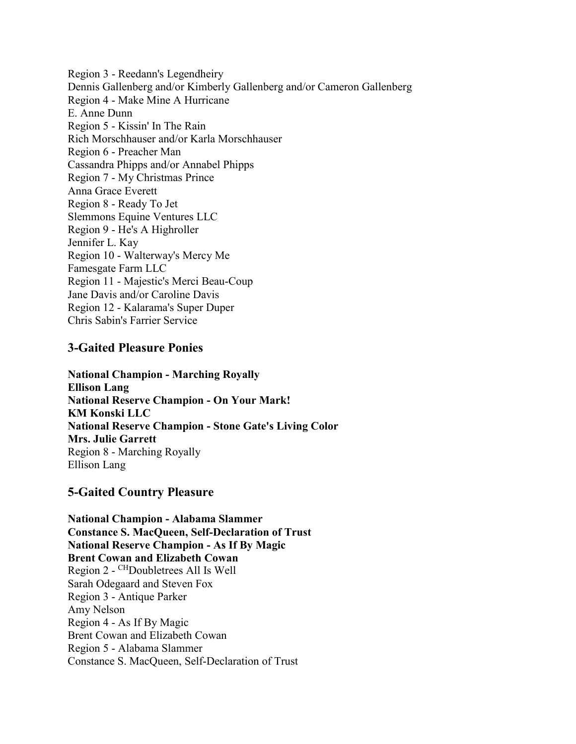Region 3 - Reedann's Legendheiry
Dennis Gallenberg and/or Kimberly Gallenberg and/or Cameron Gallenberg
Region 4 - Make Mine A Hurricane
E. Anne Dunn
Region 5 - Kissin' In The Rain
Rich Morschhauser and/or Karla Morschhauser
Region 6 - Preacher Man
Cassandra Phipps and/or Annabel Phipps
Region 7 - My Christmas Prince
Anna Grace Everett
Region 8 - Ready To Jet
Slemmons Equine Ventures LLC
Region 9 - He's A Highroller
Jennifer L. Kay
Region 10 - Walterway's Mercy Me
Famesgate Farm LLC
Region 11 - Majestic's Merci Beau-Coup
Jane Davis and/or Caroline Davis
Region 12 - Kalarama's Super Duper
Chris Sabin's Farrier Service

## 3-Gaited Pleasure Ponies

**National Champion - Marching Royally**
**Ellison Lang**
**National Reserve Champion - On Your Mark!**
**KM Konski LLC**
**National Reserve Champion - Stone Gate's Living Color**
**Mrs. Julie Garrett**
Region 8 - Marching Royally
Ellison Lang

## 5-Gaited Country Pleasure

**National Champion - Alabama Slammer**
**Constance S. MacQueen, Self-Declaration of Trust**
**National Reserve Champion - As If By Magic**
**Brent Cowan and Elizabeth Cowan**
Region 2 - [CH]Doubletrees All Is Well
Sarah Odegaard and Steven Fox
Region 3 - Antique Parker
Amy Nelson
Region 4 - As If By Magic
Brent Cowan and Elizabeth Cowan
Region 5 - Alabama Slammer
Constance S. MacQueen, Self-Declaration of Trust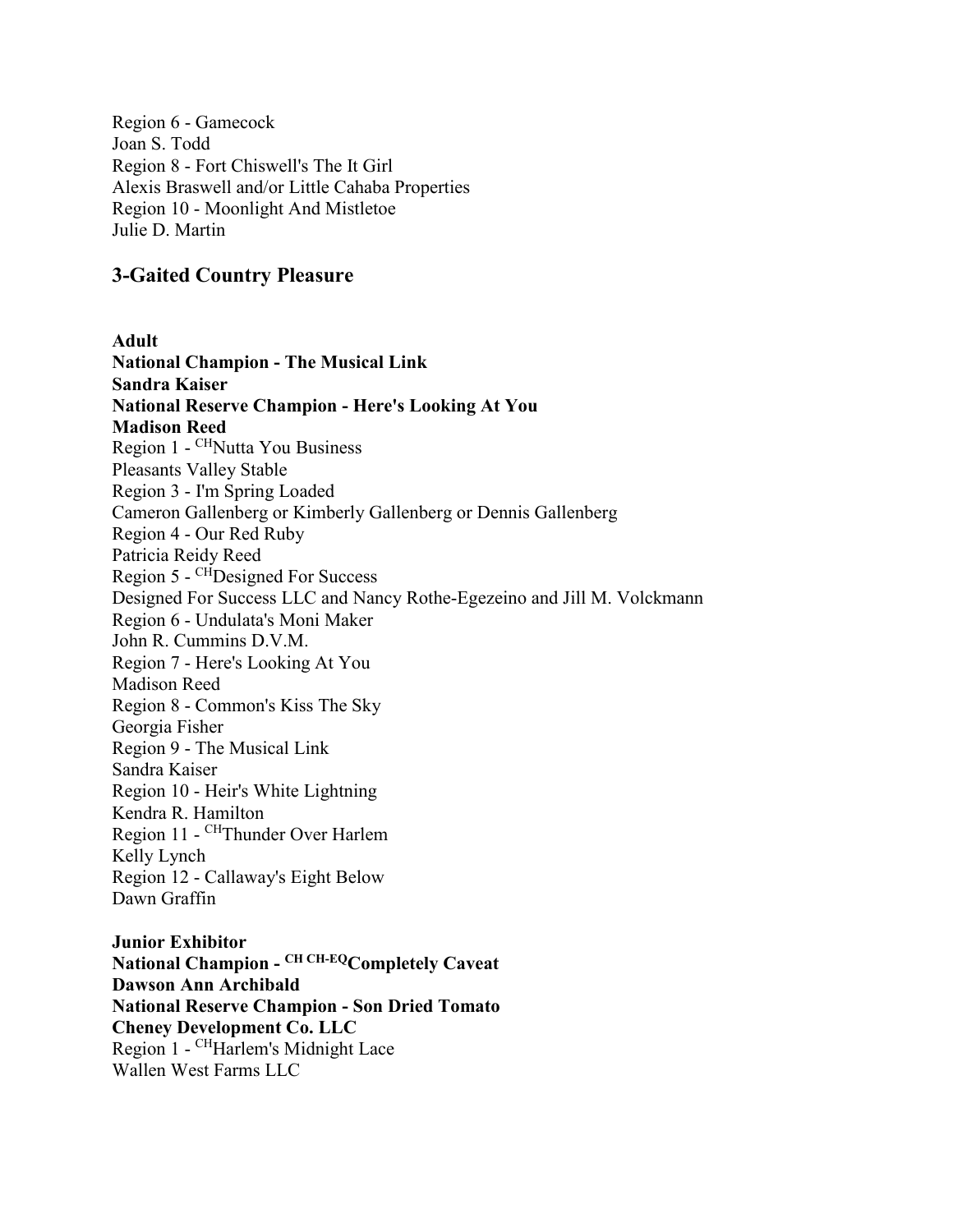Region 6 - Gamecock
Joan S. Todd
Region 8 - Fort Chiswell's The It Girl
Alexis Braswell and/or Little Cahaba Properties
Region 10 - Moonlight And Mistletoe
Julie D. Martin

## 3-Gaited Country Pleasure

**Adult**
**National Champion - The Musical Link**
**Sandra Kaiser**
**National Reserve Champion - Here's Looking At You**
**Madison Reed**
Region 1 - [CH]Nutta You Business
Pleasants Valley Stable
Region 3 - I'm Spring Loaded
Cameron Gallenberg or Kimberly Gallenberg or Dennis Gallenberg
Region 4 - Our Red Ruby
Patricia Reidy Reed
Region 5 - [CH]Designed For Success
Designed For Success LLC and Nancy Rothe-Egezeino and Jill M. Volckmann
Region 6 - Undulata's Moni Maker
John R. Cummins D.V.M.
Region 7 - Here's Looking At You
Madison Reed
Region 8 - Common's Kiss The Sky
Georgia Fisher
Region 9 - The Musical Link
Sandra Kaiser
Region 10 - Heir's White Lightning
Kendra R. Hamilton
Region 11 - [CH]Thunder Over Harlem
Kelly Lynch
Region 12 - Callaway's Eight Below
Dawn Graffin

**Junior Exhibitor**
**National Champion - [CH CH-EQ]Completely Caveat**
**Dawson Ann Archibald**
**National Reserve Champion - Son Dried Tomato**
**Cheney Development Co. LLC**
Region 1 - [CH]Harlem's Midnight Lace
Wallen West Farms LLC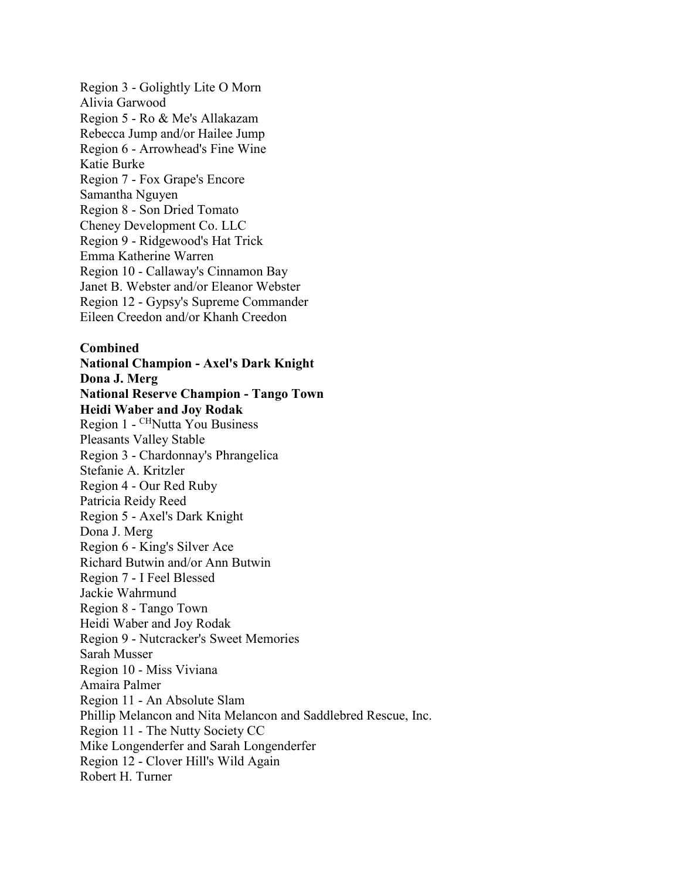Region 3 - Golightly Lite O Morn
Alivia Garwood
Region 5 - Ro & Me's Allakazam
Rebecca Jump and/or Hailee Jump
Region 6 - Arrowhead's Fine Wine
Katie Burke
Region 7 - Fox Grape's Encore
Samantha Nguyen
Region 8 - Son Dried Tomato
Cheney Development Co. LLC
Region 9 - Ridgewood's Hat Trick
Emma Katherine Warren
Region 10 - Callaway's Cinnamon Bay
Janet B. Webster and/or Eleanor Webster
Region 12 - Gypsy's Supreme Commander
Eileen Creedon and/or Khanh Creedon

**Combined**
**National Champion - Axel's Dark Knight**
**Dona J. Merg**
**National Reserve Champion - Tango Town**
**Heidi Waber and Joy Rodak**
Region 1 - [CH]Nutta You Business
Pleasants Valley Stable
Region 3 - Chardonnay's Phrangelica
Stefanie A. Kritzler
Region 4 - Our Red Ruby
Patricia Reidy Reed
Region 5 - Axel's Dark Knight
Dona J. Merg
Region 6 - King's Silver Ace
Richard Butwin and/or Ann Butwin
Region 7 - I Feel Blessed
Jackie Wahrmund
Region 8 - Tango Town
Heidi Waber and Joy Rodak
Region 9 - Nutcracker's Sweet Memories
Sarah Musser
Region 10 - Miss Viviana
Amaira Palmer
Region 11 - An Absolute Slam
Phillip Melancon and Nita Melancon and Saddlebred Rescue, Inc.
Region 11 - The Nutty Society CC
Mike Longenderfer and Sarah Longenderfer
Region 12 - Clover Hill's Wild Again
Robert H. Turner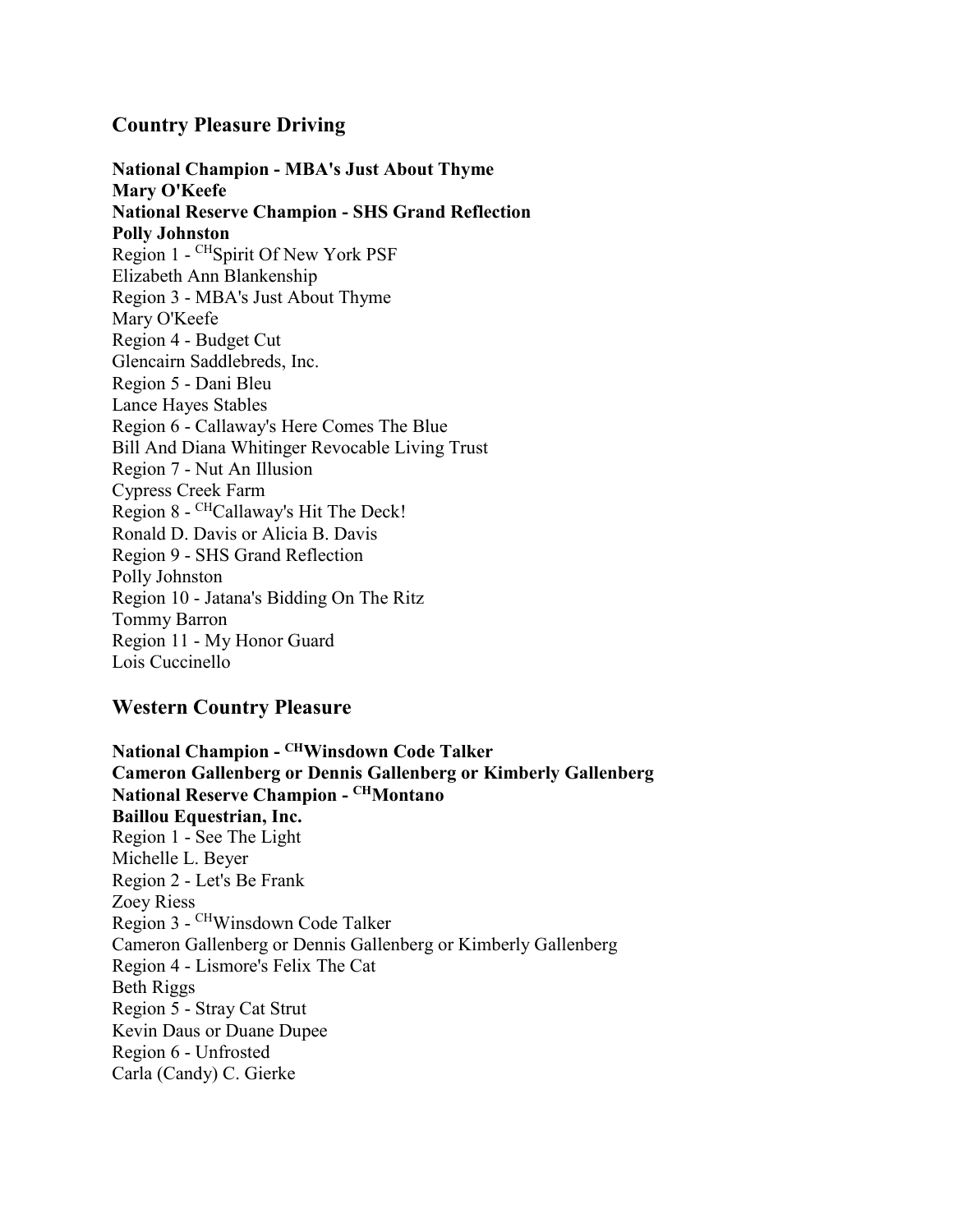## Country Pleasure Driving

**National Champion - MBA's Just About Thyme**
**Mary O'Keefe**
**National Reserve Champion - SHS Grand Reflection**
**Polly Johnston**
Region 1 - [CH]Spirit Of New York PSF
Elizabeth Ann Blankenship
Region 3 - MBA's Just About Thyme
Mary O'Keefe
Region 4 - Budget Cut
Glencairn Saddlebreds, Inc.
Region 5 - Dani Bleu
Lance Hayes Stables
Region 6 - Callaway's Here Comes The Blue
Bill And Diana Whitinger Revocable Living Trust
Region 7 - Nut An Illusion
Cypress Creek Farm
Region 8 - [CH]Callaway's Hit The Deck!
Ronald D. Davis or Alicia B. Davis
Region 9 - SHS Grand Reflection
Polly Johnston
Region 10 - Jatana's Bidding On The Ritz
Tommy Barron
Region 11 - My Honor Guard
Lois Cuccinello

## Western Country Pleasure

**National Champion - [CH]Winsdown Code Talker**
**Cameron Gallenberg or Dennis Gallenberg or Kimberly Gallenberg**
**National Reserve Champion - [CH]Montano**
**Baillou Equestrian, Inc.**
Region 1 - See The Light
Michelle L. Beyer
Region 2 - Let's Be Frank
Zoey Riess
Region 3 - [CH]Winsdown Code Talker
Cameron Gallenberg or Dennis Gallenberg or Kimberly Gallenberg
Region 4 - Lismore's Felix The Cat
Beth Riggs
Region 5 - Stray Cat Strut
Kevin Daus or Duane Dupee
Region 6 - Unfrosted
Carla (Candy) C. Gierke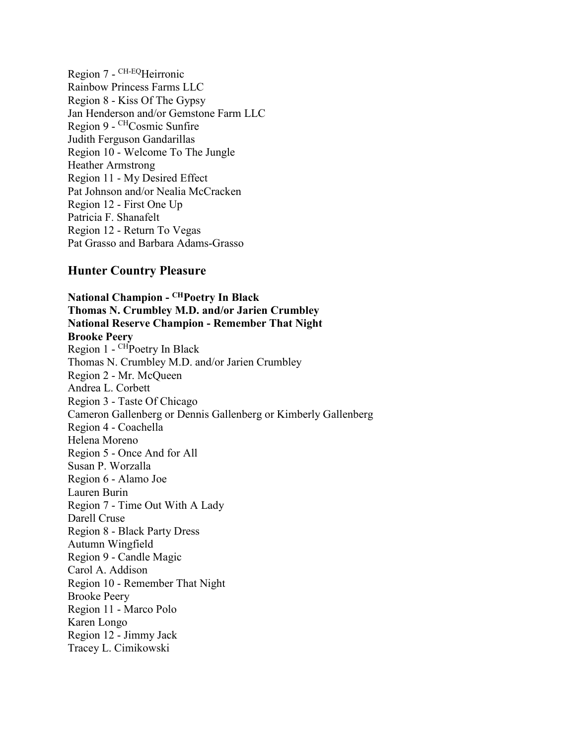Region 7 - CH-EQHeirronic
Rainbow Princess Farms LLC
Region 8 - Kiss Of The Gypsy
Jan Henderson and/or Gemstone Farm LLC
Region 9 - CHCosmic Sunfire
Judith Ferguson Gandarillas
Region 10 - Welcome To The Jungle
Heather Armstrong
Region 11 - My Desired Effect
Pat Johnson and/or Nealia McCracken
Region 12 - First One Up
Patricia F. Shanafelt
Region 12 - Return To Vegas
Pat Grasso and Barbara Adams-Grasso

## Hunter Country Pleasure

**National Champion - CHPoetry In Black**
**Thomas N. Crumbley M.D. and/or Jarien Crumbley**
**National Reserve Champion - Remember That Night**
**Brooke Peery**
Region 1 - CHPoetry In Black
Thomas N. Crumbley M.D. and/or Jarien Crumbley
Region 2 - Mr. McQueen
Andrea L. Corbett
Region 3 - Taste Of Chicago
Cameron Gallenberg or Dennis Gallenberg or Kimberly Gallenberg
Region 4 - Coachella
Helena Moreno
Region 5 - Once And for All
Susan P. Worzalla
Region 6 - Alamo Joe
Lauren Burin
Region 7 - Time Out With A Lady
Darell Cruse
Region 8 - Black Party Dress
Autumn Wingfield
Region 9 - Candle Magic
Carol A. Addison
Region 10 - Remember That Night
Brooke Peery
Region 11 - Marco Polo
Karen Longo
Region 12 - Jimmy Jack
Tracey L. Cimikowski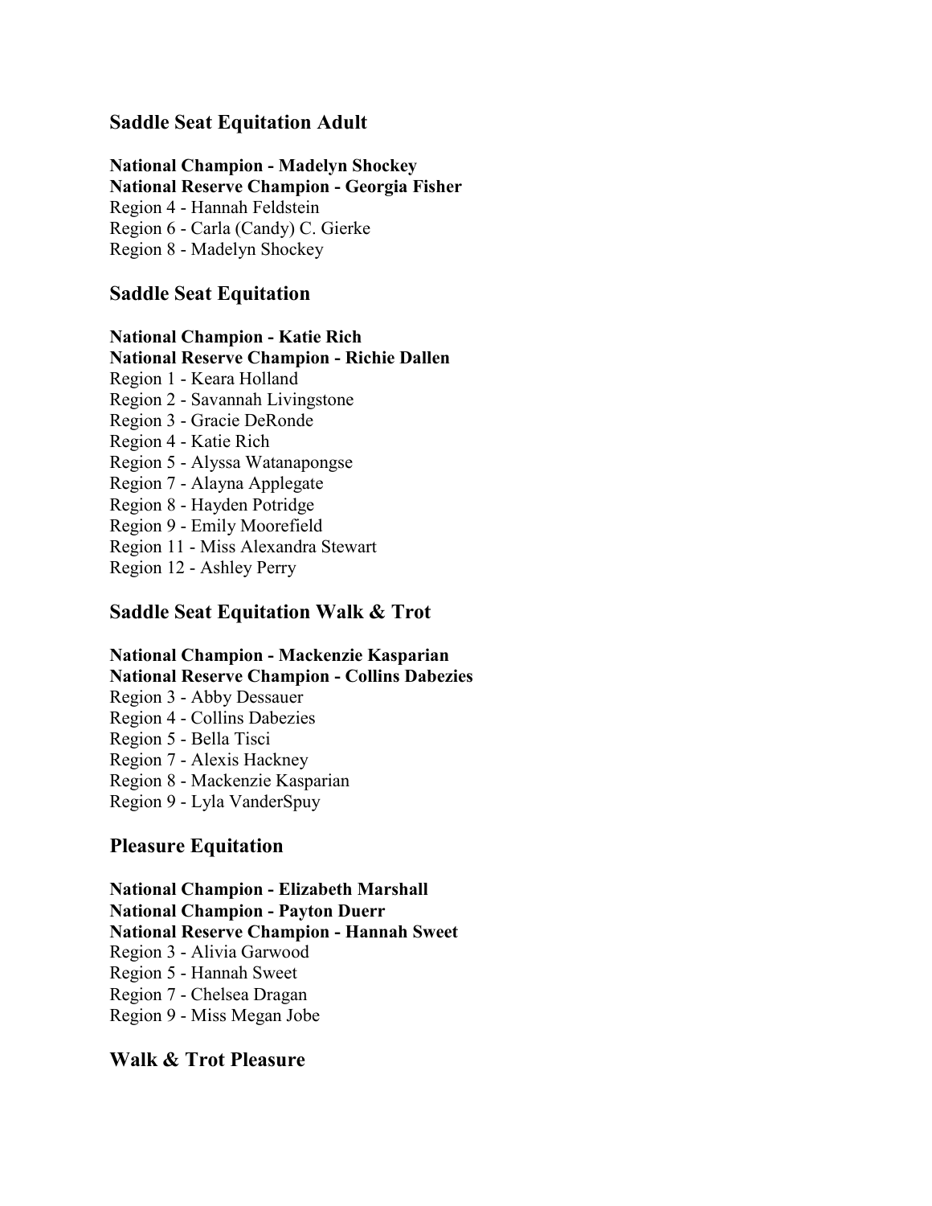## Saddle Seat Equitation Adult

**National Champion - Madelyn Shockey**
**National Reserve Champion - Georgia Fisher**
Region 4 - Hannah Feldstein
Region 6 - Carla (Candy) C. Gierke
Region 8 - Madelyn Shockey

## Saddle Seat Equitation

**National Champion - Katie Rich**
**National Reserve Champion - Richie Dallen**
Region 1 - Keara Holland
Region 2 - Savannah Livingstone
Region 3 - Gracie DeRonde
Region 4 - Katie Rich
Region 5 - Alyssa Watanapongse
Region 7 - Alayna Applegate
Region 8 - Hayden Potridge
Region 9 - Emily Moorefield
Region 11 - Miss Alexandra Stewart
Region 12 - Ashley Perry

## Saddle Seat Equitation Walk & Trot

**National Champion - Mackenzie Kasparian**
**National Reserve Champion - Collins Dabezies**
Region 3 - Abby Dessauer
Region 4 - Collins Dabezies
Region 5 - Bella Tisci
Region 7 - Alexis Hackney
Region 8 - Mackenzie Kasparian
Region 9 - Lyla VanderSpuy

## Pleasure Equitation

**National Champion - Elizabeth Marshall**
**National Champion - Payton Duerr**
**National Reserve Champion - Hannah Sweet**
Region 3 - Alivia Garwood
Region 5 - Hannah Sweet
Region 7 - Chelsea Dragan
Region 9 - Miss Megan Jobe

## Walk & Trot Pleasure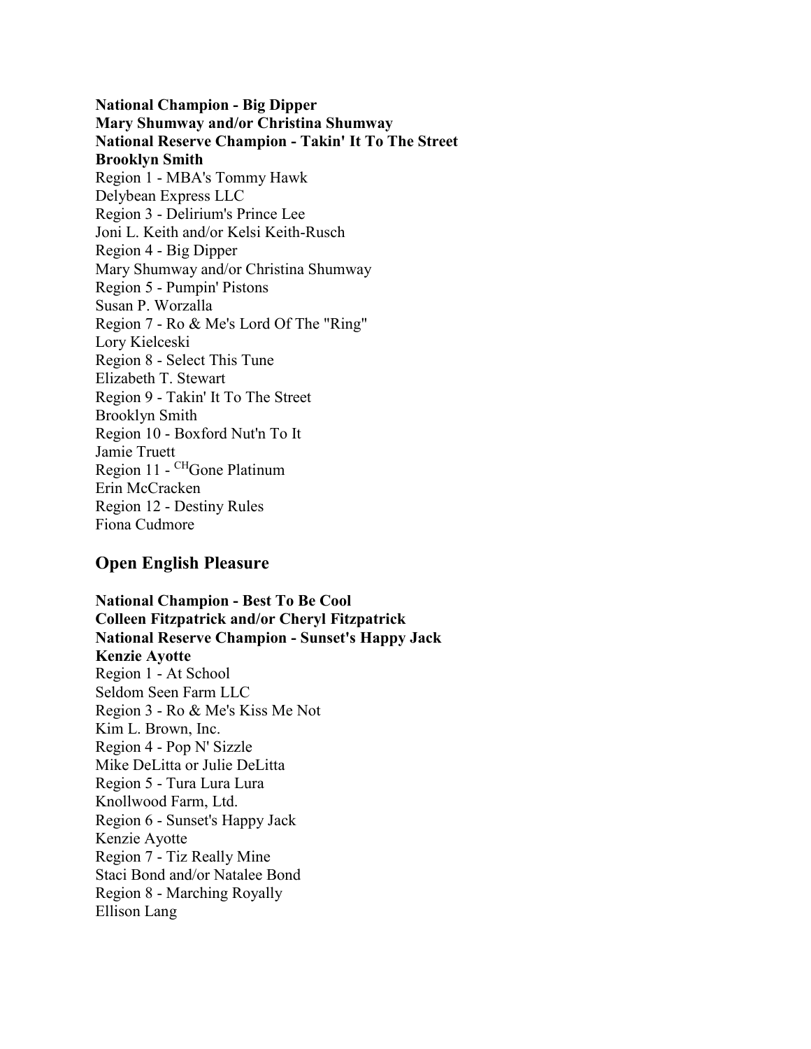**National Champion - Big Dipper**
**Mary Shumway and/or Christina Shumway**
**National Reserve Champion - Takin' It To The Street**
**Brooklyn Smith**
Region 1 - MBA's Tommy Hawk
Delybean Express LLC
Region 3 - Delirium's Prince Lee
Joni L. Keith and/or Kelsi Keith-Rusch
Region 4 - Big Dipper
Mary Shumway and/or Christina Shumway
Region 5 - Pumpin' Pistons
Susan P. Worzalla
Region 7 - Ro & Me's Lord Of The "Ring"
Lory Kielceski
Region 8 - Select This Tune
Elizabeth T. Stewart
Region 9 - Takin' It To The Street
Brooklyn Smith
Region 10 - Boxford Nut'n To It
Jamie Truett
Region 11 - [CH]Gone Platinum
Erin McCracken
Region 12 - Destiny Rules
Fiona Cudmore

## Open English Pleasure

**National Champion - Best To Be Cool**
**Colleen Fitzpatrick and/or Cheryl Fitzpatrick**
**National Reserve Champion - Sunset's Happy Jack**
**Kenzie Ayotte**
Region 1 - At School
Seldom Seen Farm LLC
Region 3 - Ro & Me's Kiss Me Not
Kim L. Brown, Inc.
Region 4 - Pop N' Sizzle
Mike DeLitta or Julie DeLitta
Region 5 - Tura Lura Lura
Knollwood Farm, Ltd.
Region 6 - Sunset's Happy Jack
Kenzie Ayotte
Region 7 - Tiz Really Mine
Staci Bond and/or Natalee Bond
Region 8 - Marching Royally
Ellison Lang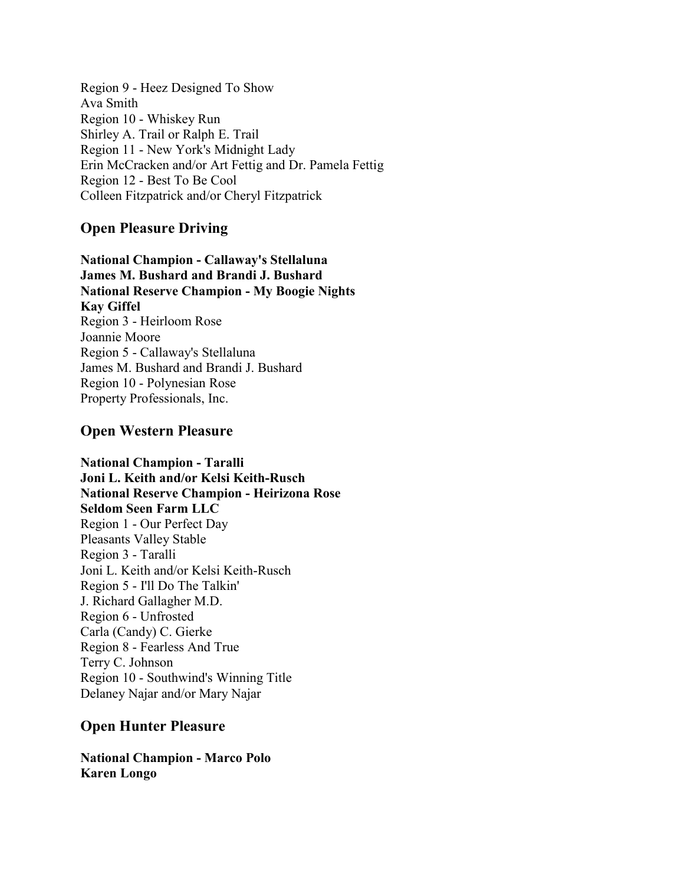Region 9 - Heez Designed To Show
Ava Smith
Region 10 - Whiskey Run
Shirley A. Trail or Ralph E. Trail
Region 11 - New York's Midnight Lady
Erin McCracken and/or Art Fettig and Dr. Pamela Fettig
Region 12 - Best To Be Cool
Colleen Fitzpatrick and/or Cheryl Fitzpatrick

## Open Pleasure Driving

**National Champion - Callaway's Stellaluna**
**James M. Bushard and Brandi J. Bushard**
**National Reserve Champion - My Boogie Nights**
**Kay Giffel**
Region 3 - Heirloom Rose
Joannie Moore
Region 5 - Callaway's Stellaluna
James M. Bushard and Brandi J. Bushard
Region 10 - Polynesian Rose
Property Professionals, Inc.

## Open Western Pleasure

**National Champion - Taralli**
**Joni L. Keith and/or Kelsi Keith-Rusch**
**National Reserve Champion - Heirizona Rose**
**Seldom Seen Farm LLC**
Region 1 - Our Perfect Day
Pleasants Valley Stable
Region 3 - Taralli
Joni L. Keith and/or Kelsi Keith-Rusch
Region 5 - I'll Do The Talkin'
J. Richard Gallagher M.D.
Region 6 - Unfrosted
Carla (Candy) C. Gierke
Region 8 - Fearless And True
Terry C. Johnson
Region 10 - Southwind's Winning Title
Delaney Najar and/or Mary Najar

## Open Hunter Pleasure

**National Champion - Marco Polo**
**Karen Longo**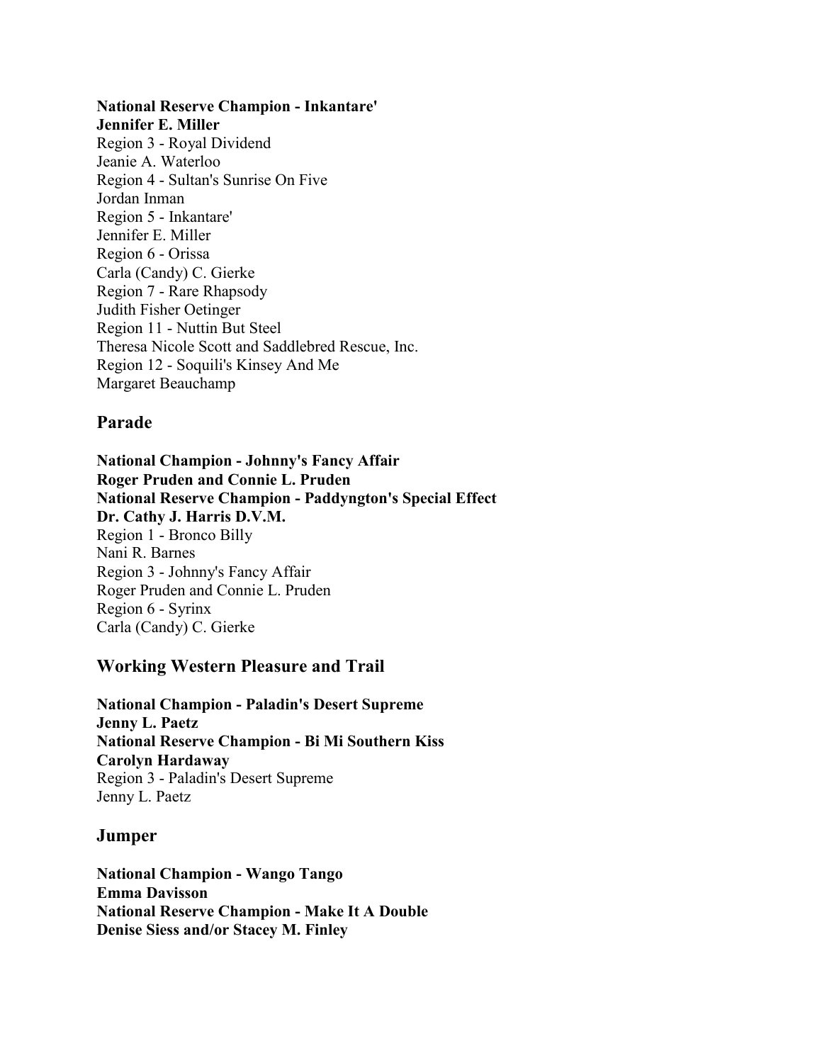**National Reserve Champion - Inkantare'**
**Jennifer E. Miller**
Region 3 - Royal Dividend
Jeanie A. Waterloo
Region 4 - Sultan's Sunrise On Five
Jordan Inman
Region 5 - Inkantare'
Jennifer E. Miller
Region 6 - Orissa
Carla (Candy) C. Gierke
Region 7 - Rare Rhapsody
Judith Fisher Oetinger
Region 11 - Nuttin But Steel
Theresa Nicole Scott and Saddlebred Rescue, Inc.
Region 12 - Soquili's Kinsey And Me
Margaret Beauchamp

## Parade

**National Champion - Johnny's Fancy Affair**
**Roger Pruden and Connie L. Pruden**
**National Reserve Champion - Paddyngton's Special Effect**
**Dr. Cathy J. Harris D.V.M.**
Region 1 - Bronco Billy
Nani R. Barnes
Region 3 - Johnny's Fancy Affair
Roger Pruden and Connie L. Pruden
Region 6 - Syrinx
Carla (Candy) C. Gierke

## Working Western Pleasure and Trail

**National Champion - Paladin's Desert Supreme**
**Jenny L. Paetz**
**National Reserve Champion - Bi Mi Southern Kiss**
**Carolyn Hardaway**
Region 3 - Paladin's Desert Supreme
Jenny L. Paetz

## Jumper

**National Champion - Wango Tango**
**Emma Davisson**
**National Reserve Champion - Make It A Double**
**Denise Siess and/or Stacey M. Finley**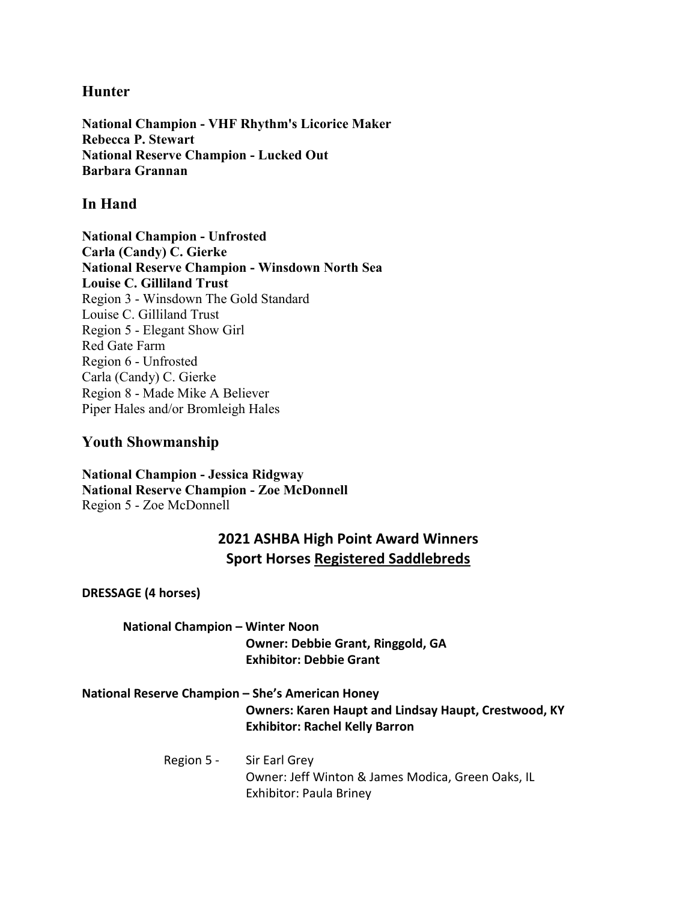## Hunter

**National Champion - VHF Rhythm's Licorice Maker**
**Rebecca P. Stewart**
**National Reserve Champion - Lucked Out**
**Barbara Grannan**

## In Hand

**National Champion - Unfrosted**
**Carla (Candy) C. Gierke**
**National Reserve Champion - Winsdown North Sea**
**Louise C. Gilliland Trust**
Region 3 - Winsdown The Gold Standard
Louise C. Gilliland Trust
Region 5 - Elegant Show Girl
Red Gate Farm
Region 6 - Unfrosted
Carla (Candy) C. Gierke
Region 8 - Made Mike A Believer
Piper Hales and/or Bromleigh Hales

## Youth Showmanship

**National Champion - Jessica Ridgway**
**National Reserve Champion - Zoe McDonnell**
Region 5 - Zoe McDonnell

# 2021 ASHBA High Point Award Winners
# Sport Horses Registered Saddlebreds

**DRESSAGE (4 horses)**

**National Champion – Winter Noon**
**Owner: Debbie Grant, Ringgold, GA**
**Exhibitor: Debbie Grant**

**National Reserve Champion – She's American Honey**
**Owners: Karen Haupt and Lindsay Haupt, Crestwood, KY**
**Exhibitor: Rachel Kelly Barron**

Region 5 - Sir Earl Grey
Owner: Jeff Winton & James Modica, Green Oaks, IL
Exhibitor: Paula Briney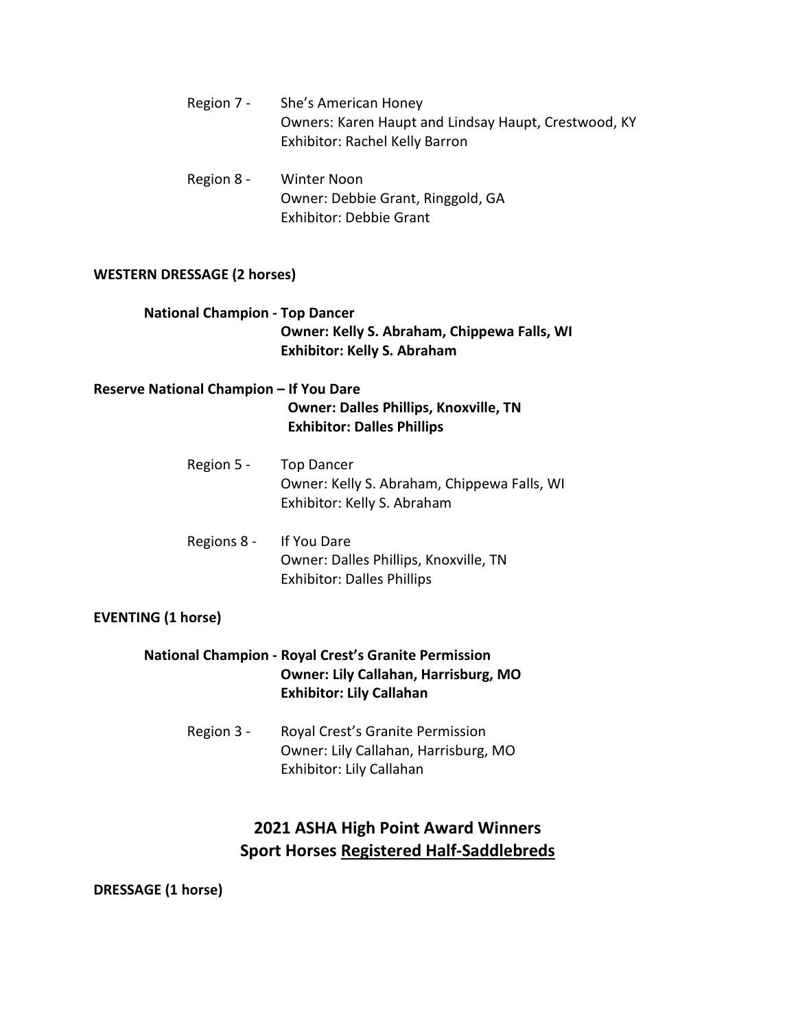Region 7 - She's American Honey
Owners: Karen Haupt and Lindsay Haupt, Crestwood, KY
Exhibitor: Rachel Kelly Barron

Region 8 - Winter Noon
Owner: Debbie Grant, Ringgold, GA
Exhibitor: Debbie Grant

**WESTERN DRESSAGE (2 horses)**

**National Champion - Top Dancer**
**Owner: Kelly S. Abraham, Chippewa Falls, WI**
**Exhibitor: Kelly S. Abraham**

**Reserve National Champion – If You Dare**
**Owner: Dalles Phillips, Knoxville, TN**
**Exhibitor: Dalles Phillips**

Region 5 - Top Dancer
Owner: Kelly S. Abraham, Chippewa Falls, WI
Exhibitor: Kelly S. Abraham

Regions 8 - If You Dare
Owner: Dalles Phillips, Knoxville, TN
Exhibitor: Dalles Phillips

**EVENTING (1 horse)**

**National Champion - Royal Crest's Granite Permission**
**Owner: Lily Callahan, Harrisburg, MO**
**Exhibitor: Lily Callahan**

Region 3 - Royal Crest's Granite Permission
Owner: Lily Callahan, Harrisburg, MO
Exhibitor: Lily Callahan

## 2021 ASHA High Point Award Winners
## Sport Horses Registered Half-Saddlebreds

**DRESSAGE (1 horse)**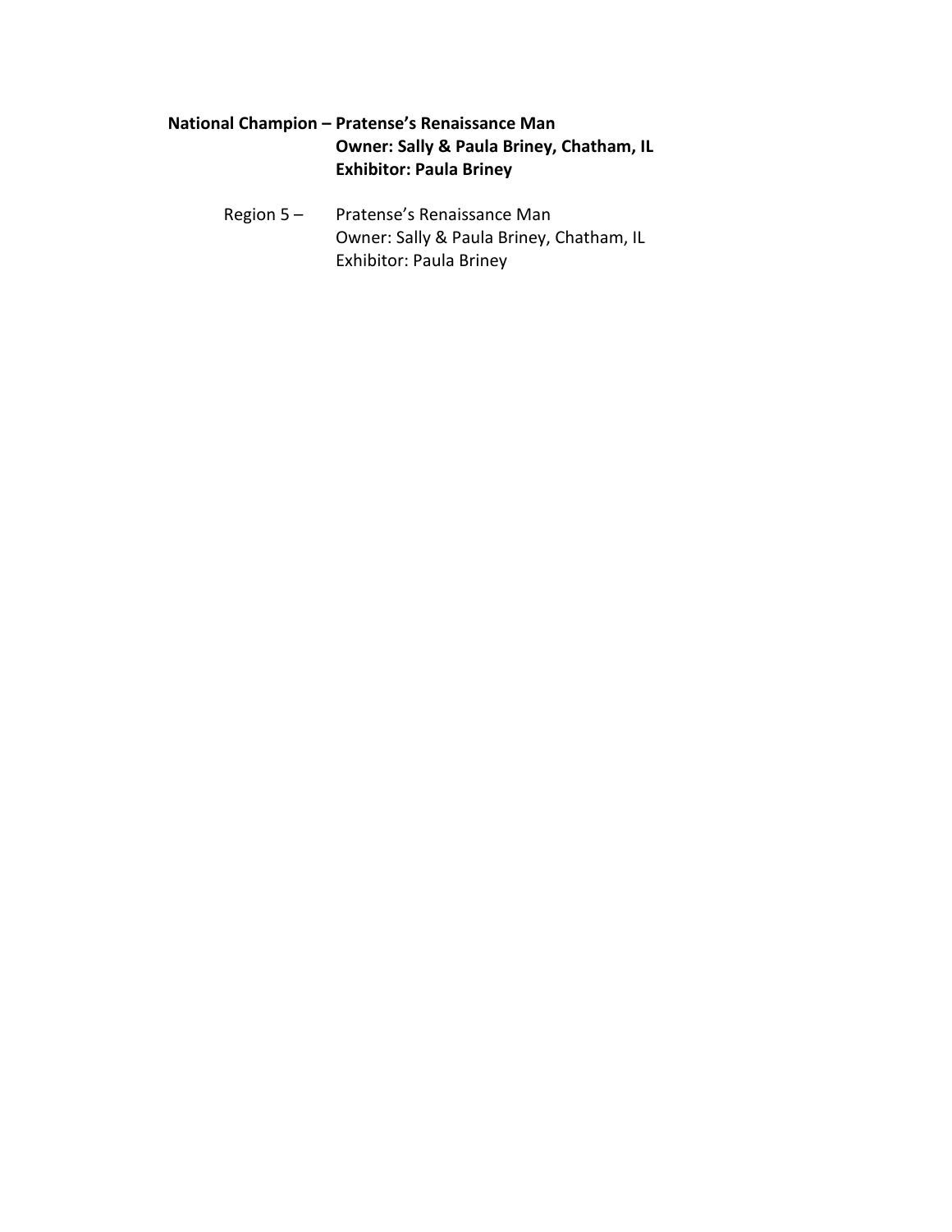**National Champion – Pratense's Renaissance Man**
**Owner: Sally & Paula Briney, Chatham, IL**
**Exhibitor: Paula Briney**

Region 5 – Pratense's Renaissance Man
Owner: Sally & Paula Briney, Chatham, IL
Exhibitor: Paula Briney